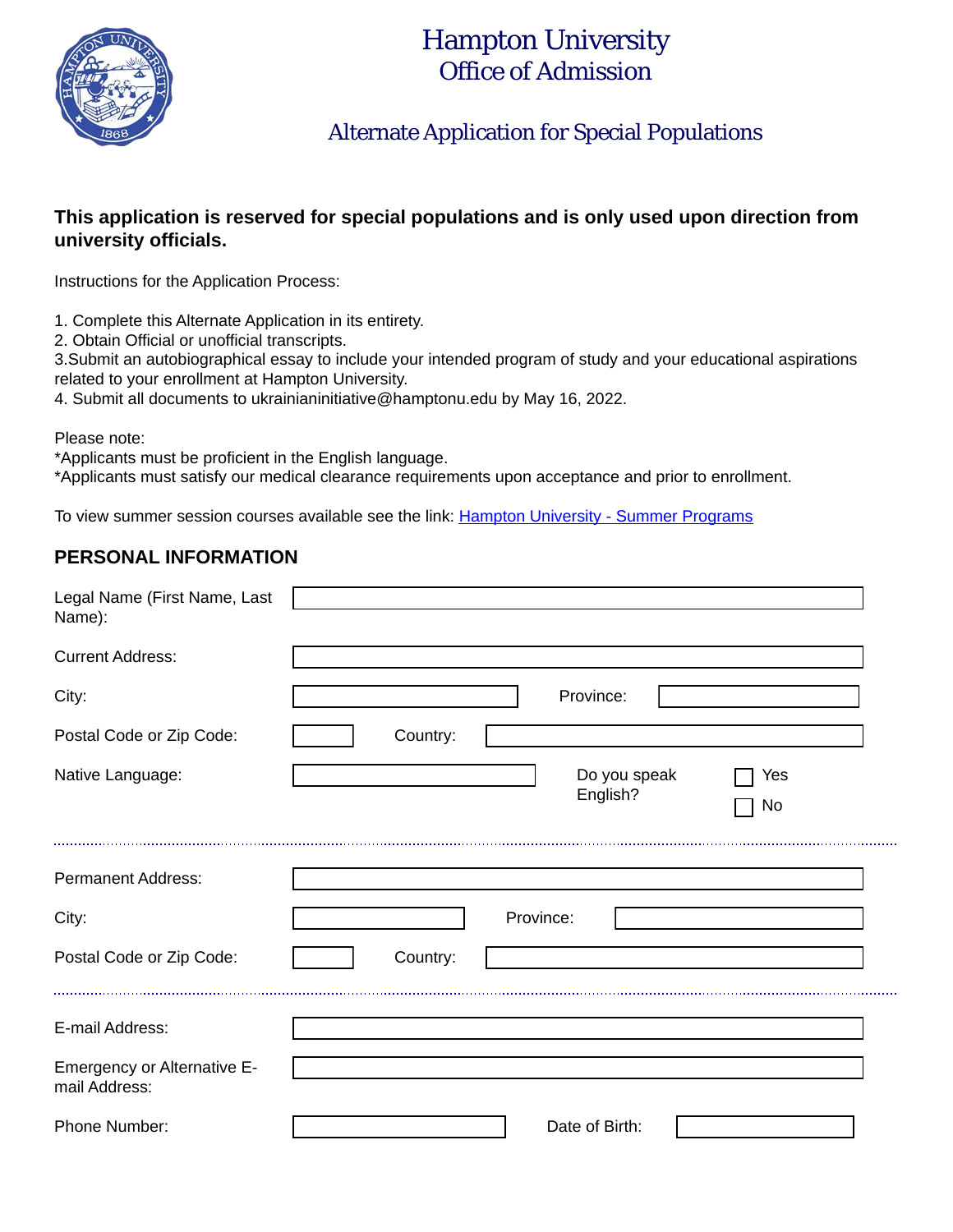# Hampton University
## Office of Admission

### Alternate Application for Special Populations

**This application is reserved for special populations and is only used upon direction from university officials.**

Instructions for the Application Process:

1. Complete this Alternate Application in its entirety.
2. Obtain Official or unofficial transcripts.
3. Submit an autobiographical essay to include your intended program of study and your educational aspirations related to your enrollment at Hampton University.
4. Submit all documents to ukrainianinitiative@hamptonu.edu by May 16, 2022.

Please note:
*Applicants must be proficient in the English language.
*Applicants must satisfy our medical clearance requirements upon acceptance and prior to enrollment.

To view summer session courses available see the link: [Hampton University - Summer Programs]()

## PERSONAL INFORMATION

Legal Name (First Name, Last Name): ____________________

Current Address: ____________________

City: ____________________ Province: ____________________

Postal Code or Zip Code: __________ Country: ____________________

Native Language: ____________________ Do you speak English? ☐ Yes ☐ No

---

Permanent Address: ____________________

City: ____________________ Province: ____________________

Postal Code or Zip Code: __________ Country: ____________________

---

E-mail Address: ____________________

Emergency or Alternative E-mail Address: ____________________

Phone Number: ____________________ Date of Birth: ____________________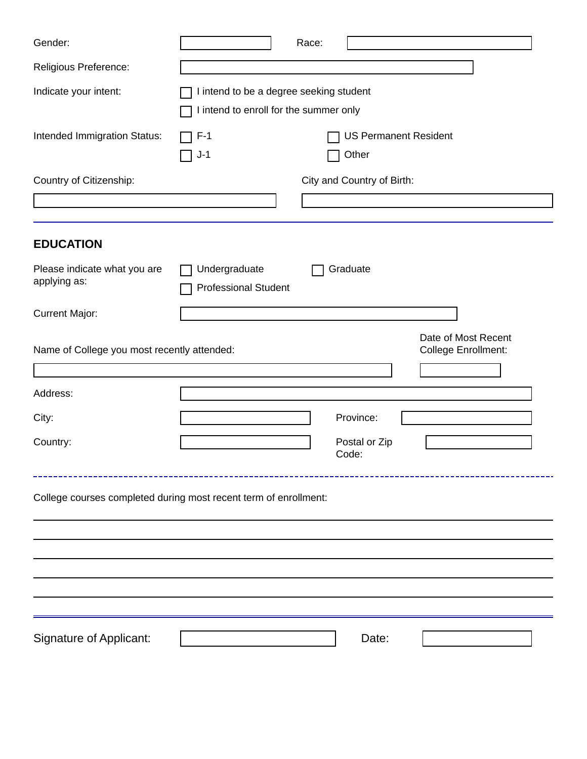Gender: \_\_\_\_\_\_\_\_ Race: \_\_\_\_\_\_\_\_

Religious Preference: \_\_\_\_\_\_\_\_

Indicate your intent:

- ☐ I intend to be a degree seeking student
- ☐ I intend to enroll for the summer only

Intended Immigration Status:

- ☐ F-1
- ☐ US Permanent Resident
- ☐ J-1
- ☐ Other

Country of Citizenship: \_\_\_\_\_\_\_\_

City and Country of Birth: \_\_\_\_\_\_\_\_

---

## EDUCATION

Please indicate what you are applying as:

- ☐ Undergraduate
- ☐ Graduate
- ☐ Professional Student

Current Major: \_\_\_\_\_\_\_\_

Name of College you most recently attended: \_\_\_\_\_\_\_\_

Date of Most Recent College Enrollment: \_\_\_\_\_\_\_\_

Address: \_\_\_\_\_\_\_\_

City: \_\_\_\_\_\_\_\_ Province: \_\_\_\_\_\_\_\_

Country: \_\_\_\_\_\_\_\_ Postal or Zip Code: \_\_\_\_\_\_\_\_

---

College courses completed during most recent term of enrollment:

\_\_\_\_\_\_\_\_

\_\_\_\_\_\_\_\_

\_\_\_\_\_\_\_\_

\_\_\_\_\_\_\_\_

\_\_\_\_\_\_\_\_

---

Signature of Applicant: \_\_\_\_\_\_\_\_ Date: \_\_\_\_\_\_\_\_